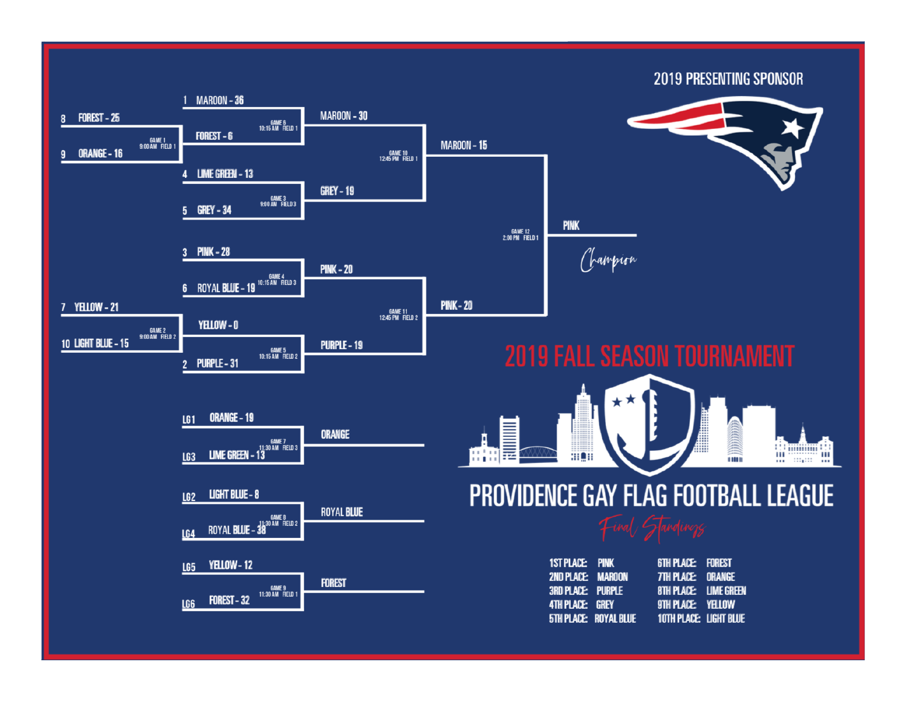# 2019 FALL SEASON TOURNAMENT

## PROVIDENCE GAY FLAG FOOTBALL LEAGUE

2019 PRESENTING SPONSOR

### Championship Bracket

**Game 1** (9:00 AM, Field 1)
- 8 FOREST - 25
- 9 ORANGE - 16

**Game 2** (9:00 AM, Field 2)
- 7 YELLOW - 21
- 10 LIGHT BLUE - 15

**Game 3** (9:00 AM, Field 3)
- 4 LIME GREEN - 13
- 5 GREY - 34

**Game 4** (10:15 AM, Field 3)
- 3 PINK - 28
- 6 ROYAL BLUE - 19

**Game 5** (10:15 AM, Field 2)
- YELLOW - 0
- 2 PURPLE - 31

**Game 6** (10:15 AM, Field 1)
- 1 MAROON - 36
- FOREST - 6

**Game 10** (12:45 PM, Field 1)
- MAROON - 30
- GREY - 19

**Game 11** (12:45 PM, Field 2)
- PINK - 20
- PURPLE - 19

**Game 12** (2:00 PM, Field 1)
- MAROON - 15
- PINK - 20

**PINK** — *Champion*

### Consolation Bracket

**Game 7** (11:30 AM, Field 3)
- LG1 ORANGE - 19
- LG3 LIME GREEN - 13
- Winner: ORANGE

**Game 8** (11:30 AM, Field 2)
- LG2 LIGHT BLUE - 8
- LG4 ROYAL BLUE - 38
- Winner: ROYAL BLUE

**Game 9** (11:30 AM, Field 1)
- LG5 YELLOW - 12
- LG6 FOREST - 32
- Winner: FOREST

### *Final Standings*

| Place | Team | Place | Team |
|---|---|---|---|
| 1ST PLACE: | PINK | 6TH PLACE: | FOREST |
| 2ND PLACE: | MAROON | 7TH PLACE: | ORANGE |
| 3RD PLACE: | PURPLE | 8TH PLACE: | LIME GREEN |
| 4TH PLACE: | GREY | 9TH PLACE: | YELLOW |
| 5TH PLACE: | ROYAL BLUE | 10TH PLACE: | LIGHT BLUE |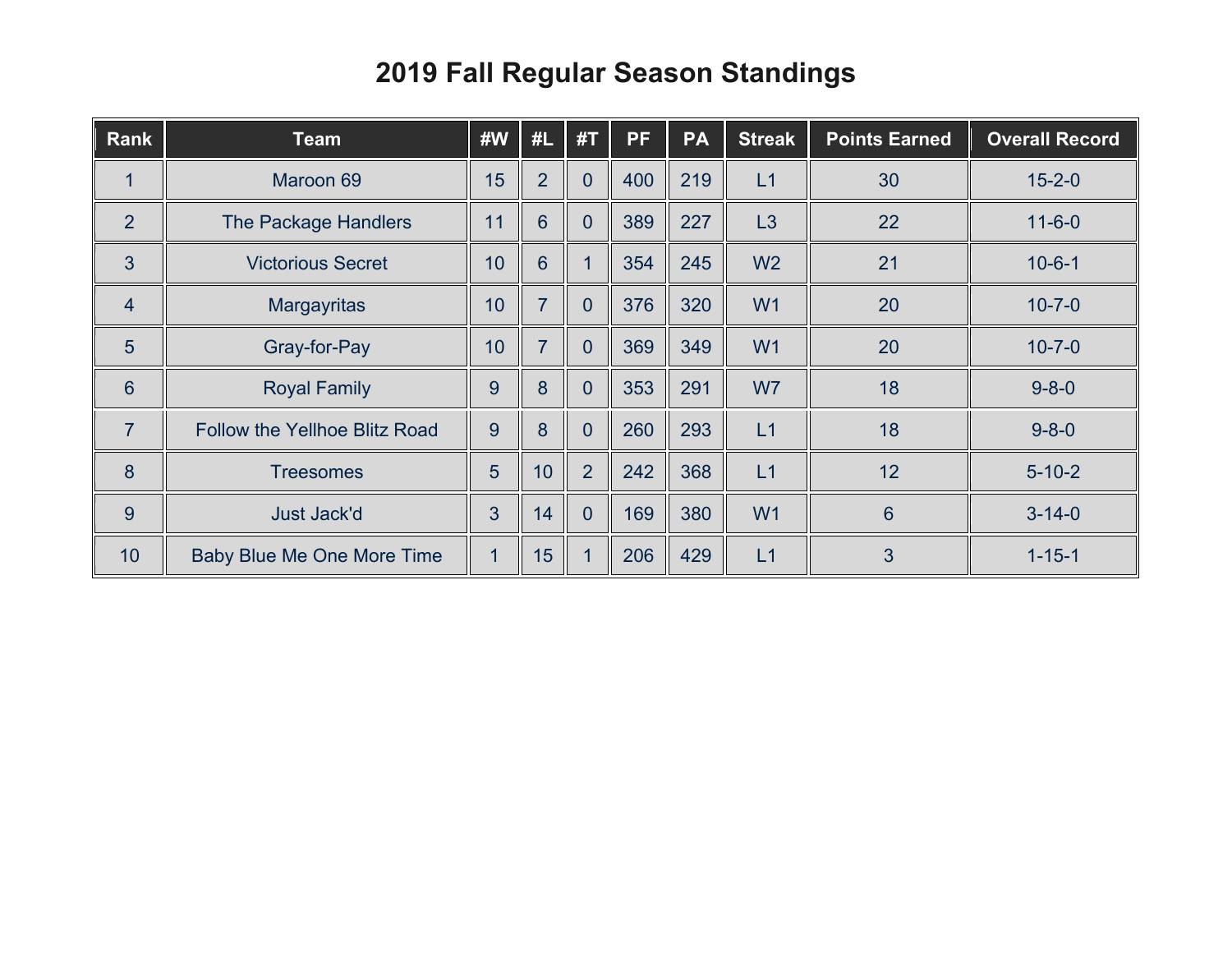# 2019 Fall Regular Season Standings

| Rank | Team | #W | #L | #T | PF | PA | Streak | Points Earned | Overall Record |
|---|---|---|---|---|---|---|---|---|---|
| 1 | Maroon 69 | 15 | 2 | 0 | 400 | 219 | L1 | 30 | 15-2-0 |
| 2 | The Package Handlers | 11 | 6 | 0 | 389 | 227 | L3 | 22 | 11-6-0 |
| 3 | Victorious Secret | 10 | 6 | 1 | 354 | 245 | W2 | 21 | 10-6-1 |
| 4 | Margayritas | 10 | 7 | 0 | 376 | 320 | W1 | 20 | 10-7-0 |
| 5 | Gray-for-Pay | 10 | 7 | 0 | 369 | 349 | W1 | 20 | 10-7-0 |
| 6 | Royal Family | 9 | 8 | 0 | 353 | 291 | W7 | 18 | 9-8-0 |
| 7 | Follow the Yellhoe Blitz Road | 9 | 8 | 0 | 260 | 293 | L1 | 18 | 9-8-0 |
| 8 | Treesomes | 5 | 10 | 2 | 242 | 368 | L1 | 12 | 5-10-2 |
| 9 | Just Jack'd | 3 | 14 | 0 | 169 | 380 | W1 | 6 | 3-14-0 |
| 10 | Baby Blue Me One More Time | 1 | 15 | 1 | 206 | 429 | L1 | 3 | 1-15-1 |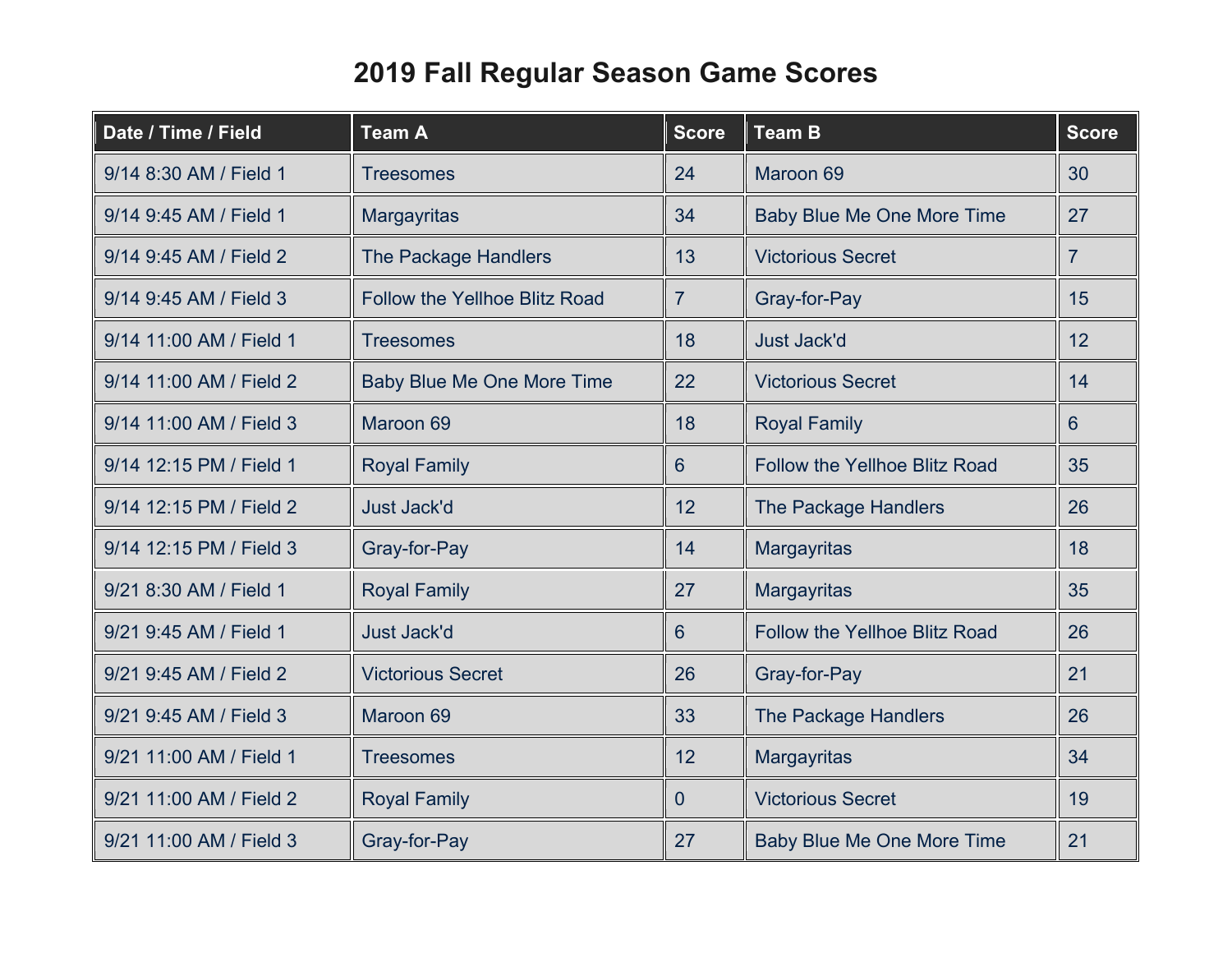# 2019 Fall Regular Season Game Scores

| Date / Time / Field | Team A | Score | Team B | Score |
|---|---|---|---|---|
| 9/14 8:30 AM / Field 1 | Treesomes | 24 | Maroon 69 | 30 |
| 9/14 9:45 AM / Field 1 | Margayritas | 34 | Baby Blue Me One More Time | 27 |
| 9/14 9:45 AM / Field 2 | The Package Handlers | 13 | Victorious Secret | 7 |
| 9/14 9:45 AM / Field 3 | Follow the Yellhoe Blitz Road | 7 | Gray-for-Pay | 15 |
| 9/14 11:00 AM / Field 1 | Treesomes | 18 | Just Jack'd | 12 |
| 9/14 11:00 AM / Field 2 | Baby Blue Me One More Time | 22 | Victorious Secret | 14 |
| 9/14 11:00 AM / Field 3 | Maroon 69 | 18 | Royal Family | 6 |
| 9/14 12:15 PM / Field 1 | Royal Family | 6 | Follow the Yellhoe Blitz Road | 35 |
| 9/14 12:15 PM / Field 2 | Just Jack'd | 12 | The Package Handlers | 26 |
| 9/14 12:15 PM / Field 3 | Gray-for-Pay | 14 | Margayritas | 18 |
| 9/21 8:30 AM / Field 1 | Royal Family | 27 | Margayritas | 35 |
| 9/21 9:45 AM / Field 1 | Just Jack'd | 6 | Follow the Yellhoe Blitz Road | 26 |
| 9/21 9:45 AM / Field 2 | Victorious Secret | 26 | Gray-for-Pay | 21 |
| 9/21 9:45 AM / Field 3 | Maroon 69 | 33 | The Package Handlers | 26 |
| 9/21 11:00 AM / Field 1 | Treesomes | 12 | Margayritas | 34 |
| 9/21 11:00 AM / Field 2 | Royal Family | 0 | Victorious Secret | 19 |
| 9/21 11:00 AM / Field 3 | Gray-for-Pay | 27 | Baby Blue Me One More Time | 21 |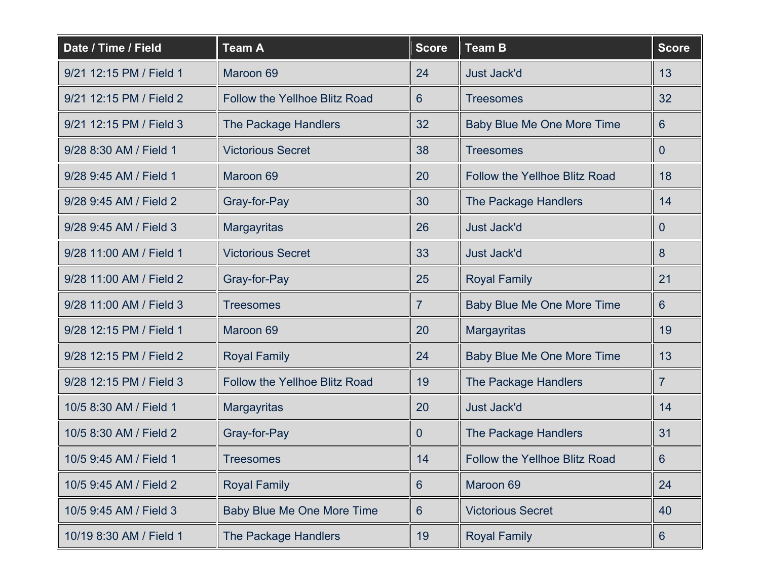| Date / Time / Field | Team A | Score | Team B | Score |
| --- | --- | --- | --- | --- |
| 9/21 12:15 PM / Field 1 | Maroon 69 | 24 | Just Jack'd | 13 |
| 9/21 12:15 PM / Field 2 | Follow the Yellhoe Blitz Road | 6 | Treesomes | 32 |
| 9/21 12:15 PM / Field 3 | The Package Handlers | 32 | Baby Blue Me One More Time | 6 |
| 9/28 8:30 AM / Field 1 | Victorious Secret | 38 | Treesomes | 0 |
| 9/28 9:45 AM / Field 1 | Maroon 69 | 20 | Follow the Yellhoe Blitz Road | 18 |
| 9/28 9:45 AM / Field 2 | Gray-for-Pay | 30 | The Package Handlers | 14 |
| 9/28 9:45 AM / Field 3 | Margayritas | 26 | Just Jack'd | 0 |
| 9/28 11:00 AM / Field 1 | Victorious Secret | 33 | Just Jack'd | 8 |
| 9/28 11:00 AM / Field 2 | Gray-for-Pay | 25 | Royal Family | 21 |
| 9/28 11:00 AM / Field 3 | Treesomes | 7 | Baby Blue Me One More Time | 6 |
| 9/28 12:15 PM / Field 1 | Maroon 69 | 20 | Margayritas | 19 |
| 9/28 12:15 PM / Field 2 | Royal Family | 24 | Baby Blue Me One More Time | 13 |
| 9/28 12:15 PM / Field 3 | Follow the Yellhoe Blitz Road | 19 | The Package Handlers | 7 |
| 10/5 8:30 AM / Field 1 | Margayritas | 20 | Just Jack'd | 14 |
| 10/5 8:30 AM / Field 2 | Gray-for-Pay | 0 | The Package Handlers | 31 |
| 10/5 9:45 AM / Field 1 | Treesomes | 14 | Follow the Yellhoe Blitz Road | 6 |
| 10/5 9:45 AM / Field 2 | Royal Family | 6 | Maroon 69 | 24 |
| 10/5 9:45 AM / Field 3 | Baby Blue Me One More Time | 6 | Victorious Secret | 40 |
| 10/19 8:30 AM / Field 1 | The Package Handlers | 19 | Royal Family | 6 |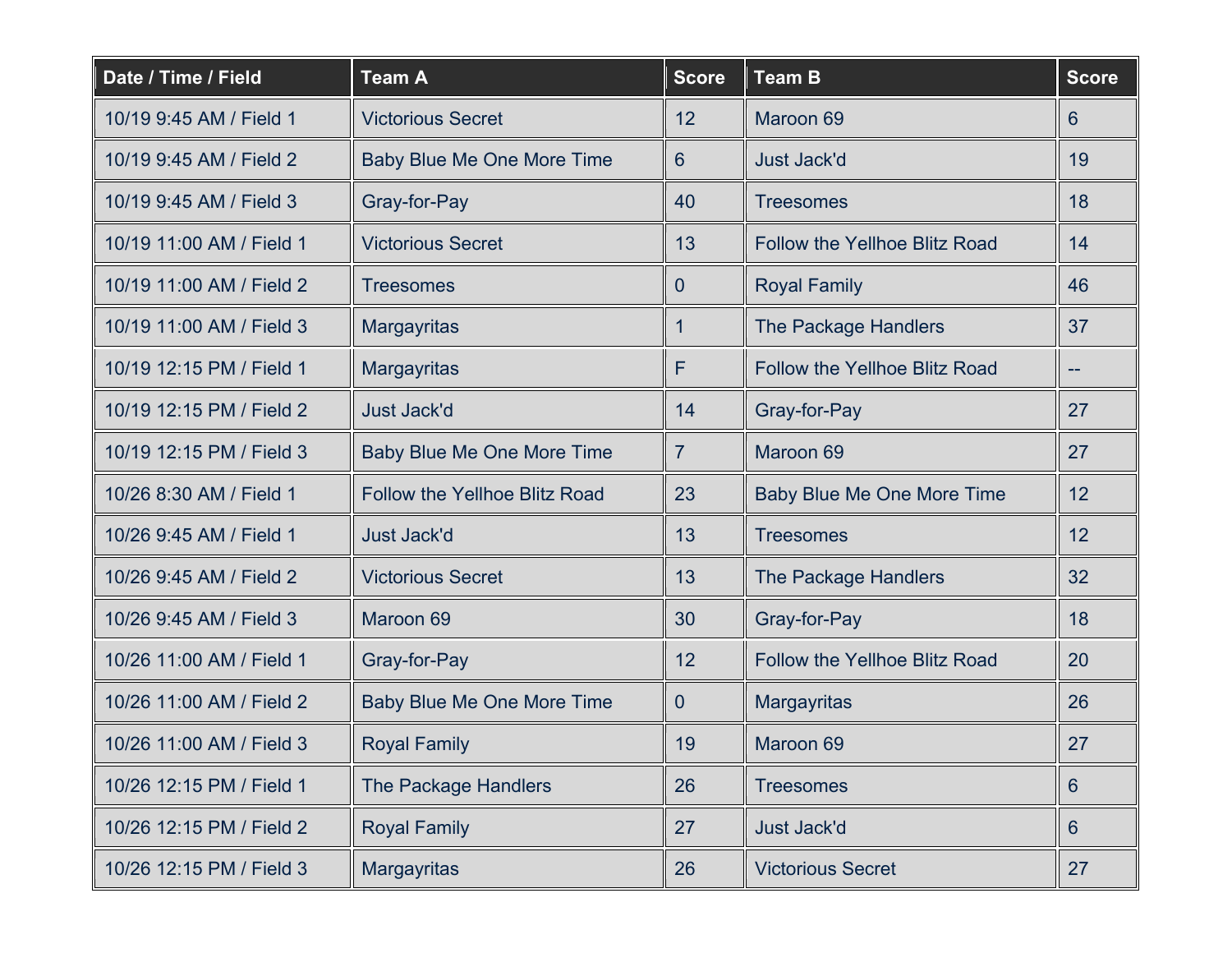| Date / Time / Field | Team A | Score | Team B | Score |
| --- | --- | --- | --- | --- |
| 10/19 9:45 AM / Field 1 | Victorious Secret | 12 | Maroon 69 | 6 |
| 10/19 9:45 AM / Field 2 | Baby Blue Me One More Time | 6 | Just Jack'd | 19 |
| 10/19 9:45 AM / Field 3 | Gray-for-Pay | 40 | Treesomes | 18 |
| 10/19 11:00 AM / Field 1 | Victorious Secret | 13 | Follow the Yellhoe Blitz Road | 14 |
| 10/19 11:00 AM / Field 2 | Treesomes | 0 | Royal Family | 46 |
| 10/19 11:00 AM / Field 3 | Margayritas | 1 | The Package Handlers | 37 |
| 10/19 12:15 PM / Field 1 | Margayritas | F | Follow the Yellhoe Blitz Road | -- |
| 10/19 12:15 PM / Field 2 | Just Jack'd | 14 | Gray-for-Pay | 27 |
| 10/19 12:15 PM / Field 3 | Baby Blue Me One More Time | 7 | Maroon 69 | 27 |
| 10/26 8:30 AM / Field 1 | Follow the Yellhoe Blitz Road | 23 | Baby Blue Me One More Time | 12 |
| 10/26 9:45 AM / Field 1 | Just Jack'd | 13 | Treesomes | 12 |
| 10/26 9:45 AM / Field 2 | Victorious Secret | 13 | The Package Handlers | 32 |
| 10/26 9:45 AM / Field 3 | Maroon 69 | 30 | Gray-for-Pay | 18 |
| 10/26 11:00 AM / Field 1 | Gray-for-Pay | 12 | Follow the Yellhoe Blitz Road | 20 |
| 10/26 11:00 AM / Field 2 | Baby Blue Me One More Time | 0 | Margayritas | 26 |
| 10/26 11:00 AM / Field 3 | Royal Family | 19 | Maroon 69 | 27 |
| 10/26 12:15 PM / Field 1 | The Package Handlers | 26 | Treesomes | 6 |
| 10/26 12:15 PM / Field 2 | Royal Family | 27 | Just Jack'd | 6 |
| 10/26 12:15 PM / Field 3 | Margayritas | 26 | Victorious Secret | 27 |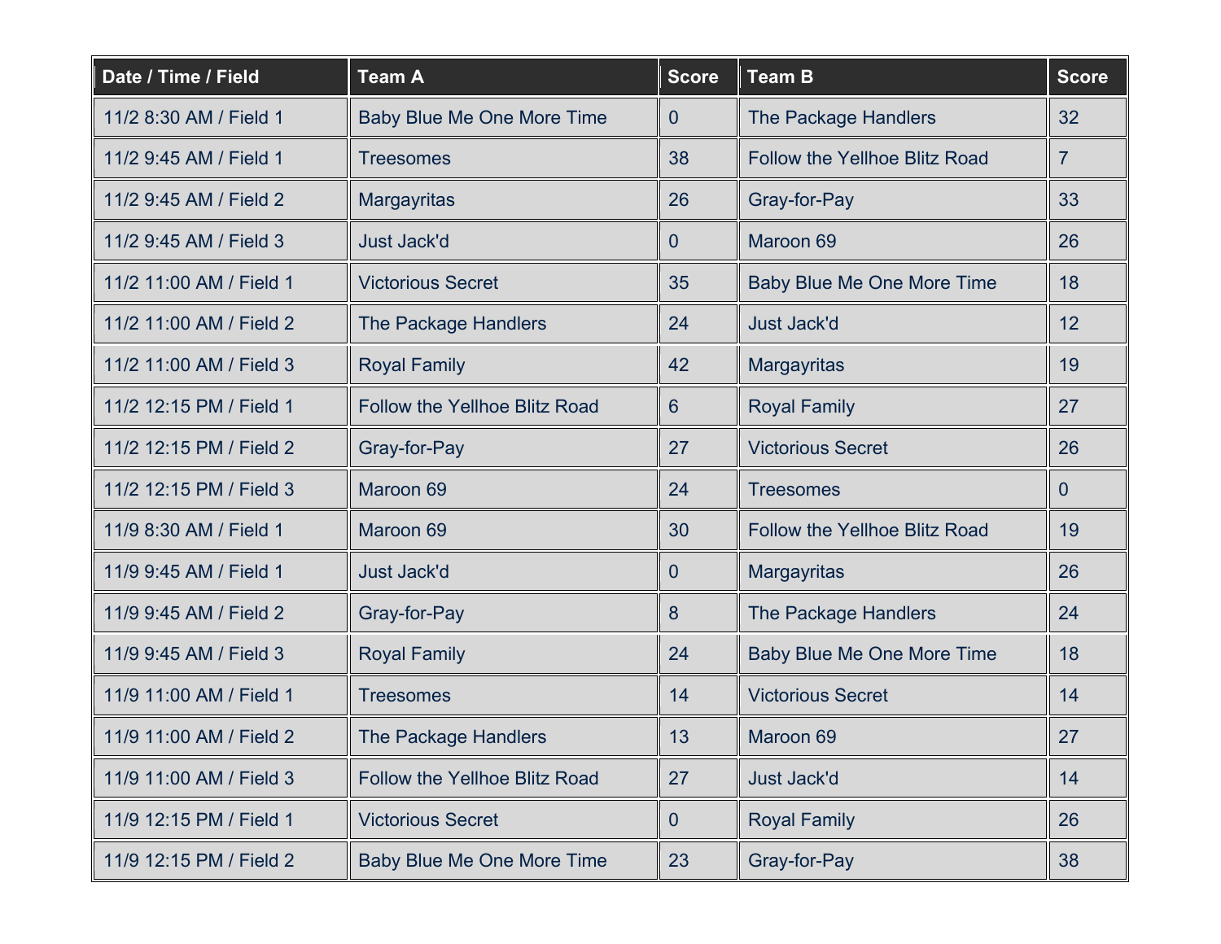| Date / Time / Field | Team A | Score | Team B | Score |
| --- | --- | --- | --- | --- |
| 11/2 8:30 AM / Field 1 | Baby Blue Me One More Time | 0 | The Package Handlers | 32 |
| 11/2 9:45 AM / Field 1 | Treesomes | 38 | Follow the Yellhoe Blitz Road | 7 |
| 11/2 9:45 AM / Field 2 | Margayritas | 26 | Gray-for-Pay | 33 |
| 11/2 9:45 AM / Field 3 | Just Jack'd | 0 | Maroon 69 | 26 |
| 11/2 11:00 AM / Field 1 | Victorious Secret | 35 | Baby Blue Me One More Time | 18 |
| 11/2 11:00 AM / Field 2 | The Package Handlers | 24 | Just Jack'd | 12 |
| 11/2 11:00 AM / Field 3 | Royal Family | 42 | Margayritas | 19 |
| 11/2 12:15 PM / Field 1 | Follow the Yellhoe Blitz Road | 6 | Royal Family | 27 |
| 11/2 12:15 PM / Field 2 | Gray-for-Pay | 27 | Victorious Secret | 26 |
| 11/2 12:15 PM / Field 3 | Maroon 69 | 24 | Treesomes | 0 |
| 11/9 8:30 AM / Field 1 | Maroon 69 | 30 | Follow the Yellhoe Blitz Road | 19 |
| 11/9 9:45 AM / Field 1 | Just Jack'd | 0 | Margayritas | 26 |
| 11/9 9:45 AM / Field 2 | Gray-for-Pay | 8 | The Package Handlers | 24 |
| 11/9 9:45 AM / Field 3 | Royal Family | 24 | Baby Blue Me One More Time | 18 |
| 11/9 11:00 AM / Field 1 | Treesomes | 14 | Victorious Secret | 14 |
| 11/9 11:00 AM / Field 2 | The Package Handlers | 13 | Maroon 69 | 27 |
| 11/9 11:00 AM / Field 3 | Follow the Yellhoe Blitz Road | 27 | Just Jack'd | 14 |
| 11/9 12:15 PM / Field 1 | Victorious Secret | 0 | Royal Family | 26 |
| 11/9 12:15 PM / Field 2 | Baby Blue Me One More Time | 23 | Gray-for-Pay | 38 |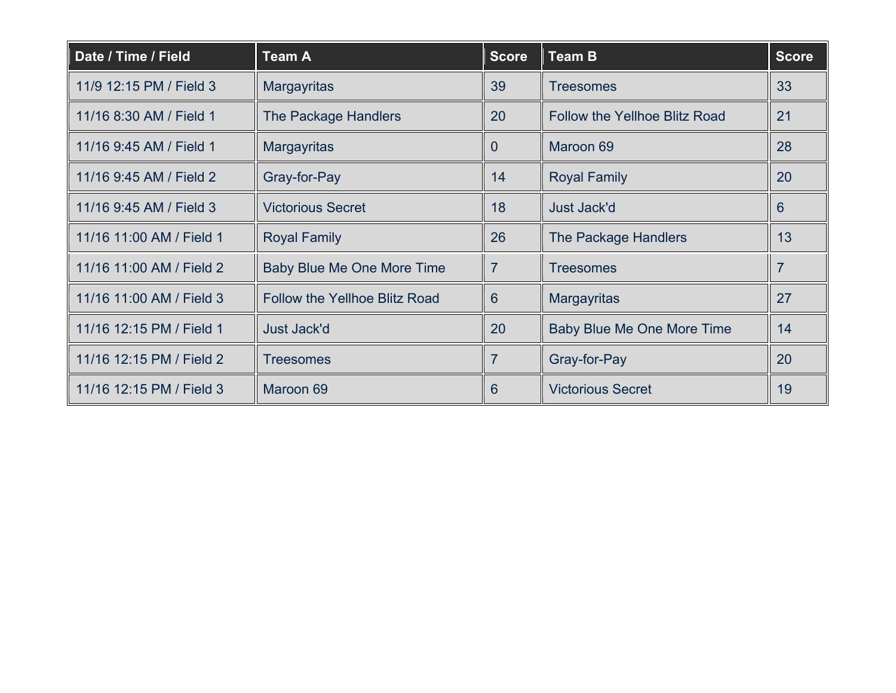| Date / Time / Field | Team A | Score | Team B | Score |
|---|---|---|---|---|
| 11/9 12:15 PM / Field 3 | Margayritas | 39 | Treesomes | 33 |
| 11/16 8:30 AM / Field 1 | The Package Handlers | 20 | Follow the Yellhoe Blitz Road | 21 |
| 11/16 9:45 AM / Field 1 | Margayritas | 0 | Maroon 69 | 28 |
| 11/16 9:45 AM / Field 2 | Gray-for-Pay | 14 | Royal Family | 20 |
| 11/16 9:45 AM / Field 3 | Victorious Secret | 18 | Just Jack'd | 6 |
| 11/16 11:00 AM / Field 1 | Royal Family | 26 | The Package Handlers | 13 |
| 11/16 11:00 AM / Field 2 | Baby Blue Me One More Time | 7 | Treesomes | 7 |
| 11/16 11:00 AM / Field 3 | Follow the Yellhoe Blitz Road | 6 | Margayritas | 27 |
| 11/16 12:15 PM / Field 1 | Just Jack'd | 20 | Baby Blue Me One More Time | 14 |
| 11/16 12:15 PM / Field 2 | Treesomes | 7 | Gray-for-Pay | 20 |
| 11/16 12:15 PM / Field 3 | Maroon 69 | 6 | Victorious Secret | 19 |